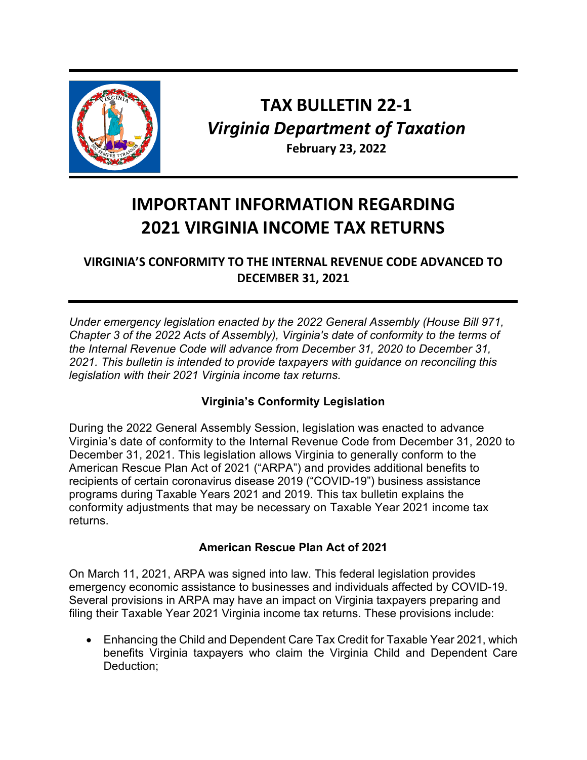# TAX BULLETIN 22-1

## *Virginia Department of Taxation*

**February 23, 2022**

# IMPORTANT INFORMATION REGARDING 2021 VIRGINIA INCOME TAX RETURNS

## VIRGINIA'S CONFORMITY TO THE INTERNAL REVENUE CODE ADVANCED TO DECEMBER 31, 2021

*Under emergency legislation enacted by the 2022 General Assembly (House Bill 971, Chapter 3 of the 2022 Acts of Assembly), Virginia's date of conformity to the terms of the Internal Revenue Code will advance from December 31, 2020 to December 31, 2021. This bulletin is intended to provide taxpayers with guidance on reconciling this legislation with their 2021 Virginia income tax returns.*

### Virginia's Conformity Legislation

During the 2022 General Assembly Session, legislation was enacted to advance Virginia's date of conformity to the Internal Revenue Code from December 31, 2020 to December 31, 2021. This legislation allows Virginia to generally conform to the American Rescue Plan Act of 2021 ("ARPA") and provides additional benefits to recipients of certain coronavirus disease 2019 ("COVID-19") business assistance programs during Taxable Years 2021 and 2019. This tax bulletin explains the conformity adjustments that may be necessary on Taxable Year 2021 income tax returns.

### American Rescue Plan Act of 2021

On March 11, 2021, ARPA was signed into law. This federal legislation provides emergency economic assistance to businesses and individuals affected by COVID-19. Several provisions in ARPA may have an impact on Virginia taxpayers preparing and filing their Taxable Year 2021 Virginia income tax returns. These provisions include:

- Enhancing the Child and Dependent Care Tax Credit for Taxable Year 2021, which benefits Virginia taxpayers who claim the Virginia Child and Dependent Care Deduction;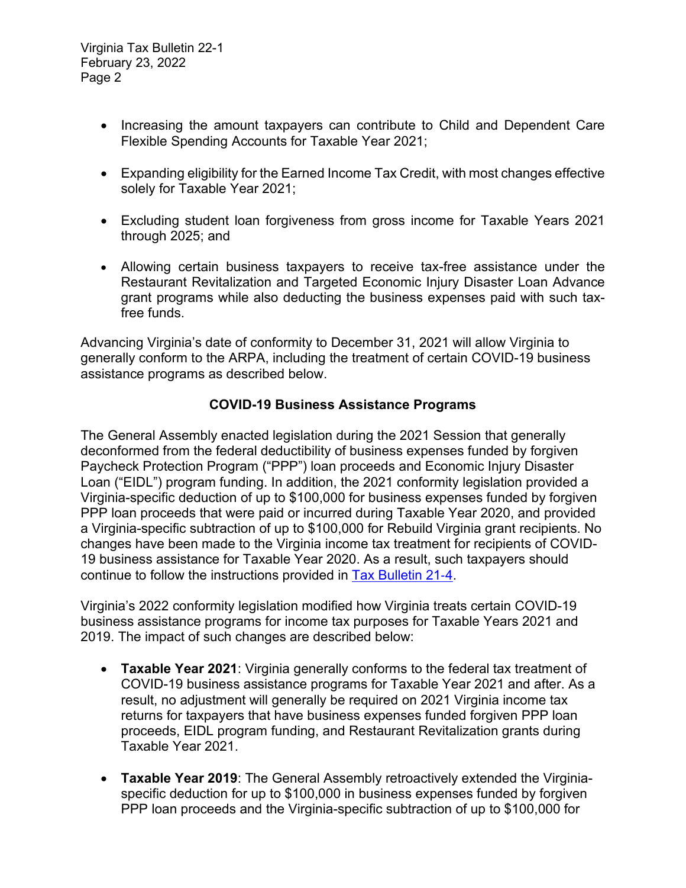- Increasing the amount taxpayers can contribute to Child and Dependent Care Flexible Spending Accounts for Taxable Year 2021;
- Expanding eligibility for the Earned Income Tax Credit, with most changes effective solely for Taxable Year 2021;
- Excluding student loan forgiveness from gross income for Taxable Years 2021 through 2025; and
- Allowing certain business taxpayers to receive tax-free assistance under the Restaurant Revitalization and Targeted Economic Injury Disaster Loan Advance grant programs while also deducting the business expenses paid with such tax-free funds.

Advancing Virginia's date of conformity to December 31, 2021 will allow Virginia to generally conform to the ARPA, including the treatment of certain COVID-19 business assistance programs as described below.

## COVID-19 Business Assistance Programs

The General Assembly enacted legislation during the 2021 Session that generally deconformed from the federal deductibility of business expenses funded by forgiven Paycheck Protection Program ("PPP") loan proceeds and Economic Injury Disaster Loan ("EIDL") program funding. In addition, the 2021 conformity legislation provided a Virginia-specific deduction of up to $100,000 for business expenses funded by forgiven PPP loan proceeds that were paid or incurred during Taxable Year 2020, and provided a Virginia-specific subtraction of up to $100,000 for Rebuild Virginia grant recipients. No changes have been made to the Virginia income tax treatment for recipients of COVID-19 business assistance for Taxable Year 2020. As a result, such taxpayers should continue to follow the instructions provided in [Tax Bulletin 21-4](Tax Bulletin 21-4).

Virginia's 2022 conformity legislation modified how Virginia treats certain COVID-19 business assistance programs for income tax purposes for Taxable Years 2021 and 2019. The impact of such changes are described below:

- **Taxable Year 2021**: Virginia generally conforms to the federal tax treatment of COVID-19 business assistance programs for Taxable Year 2021 and after. As a result, no adjustment will generally be required on 2021 Virginia income tax returns for taxpayers that have business expenses funded forgiven PPP loan proceeds, EIDL program funding, and Restaurant Revitalization grants during Taxable Year 2021.
- **Taxable Year 2019**: The General Assembly retroactively extended the Virginia-specific deduction for up to $100,000 in business expenses funded by forgiven PPP loan proceeds and the Virginia-specific subtraction of up to $100,000 for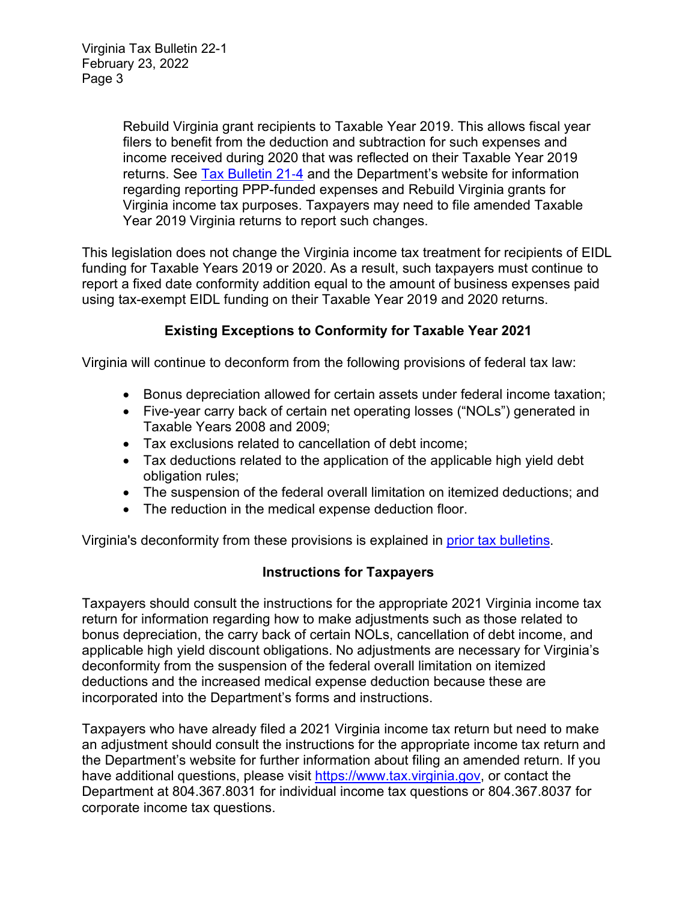Rebuild Virginia grant recipients to Taxable Year 2019. This allows fiscal year filers to benefit from the deduction and subtraction for such expenses and income received during 2020 that was reflected on their Taxable Year 2019 returns. See [Tax Bulletin 21-4](#) and the Department's website for information regarding reporting PPP-funded expenses and Rebuild Virginia grants for Virginia income tax purposes. Taxpayers may need to file amended Taxable Year 2019 Virginia returns to report such changes.

This legislation does not change the Virginia income tax treatment for recipients of EIDL funding for Taxable Years 2019 or 2020. As a result, such taxpayers must continue to report a fixed date conformity addition equal to the amount of business expenses paid using tax-exempt EIDL funding on their Taxable Year 2019 and 2020 returns.

## Existing Exceptions to Conformity for Taxable Year 2021

Virginia will continue to deconform from the following provisions of federal tax law:

- Bonus depreciation allowed for certain assets under federal income taxation;
- Five-year carry back of certain net operating losses ("NOLs") generated in Taxable Years 2008 and 2009;
- Tax exclusions related to cancellation of debt income;
- Tax deductions related to the application of the applicable high yield debt obligation rules;
- The suspension of the federal overall limitation on itemized deductions; and
- The reduction in the medical expense deduction floor.

Virginia's deconformity from these provisions is explained in [prior tax bulletins](#).

## Instructions for Taxpayers

Taxpayers should consult the instructions for the appropriate 2021 Virginia income tax return for information regarding how to make adjustments such as those related to bonus depreciation, the carry back of certain NOLs, cancellation of debt income, and applicable high yield discount obligations. No adjustments are necessary for Virginia's deconformity from the suspension of the federal overall limitation on itemized deductions and the increased medical expense deduction because these are incorporated into the Department's forms and instructions.

Taxpayers who have already filed a 2021 Virginia income tax return but need to make an adjustment should consult the instructions for the appropriate income tax return and the Department's website for further information about filing an amended return. If you have additional questions, please visit [https://www.tax.virginia.gov](https://www.tax.virginia.gov), or contact the Department at 804.367.8031 for individual income tax questions or 804.367.8037 for corporate income tax questions.